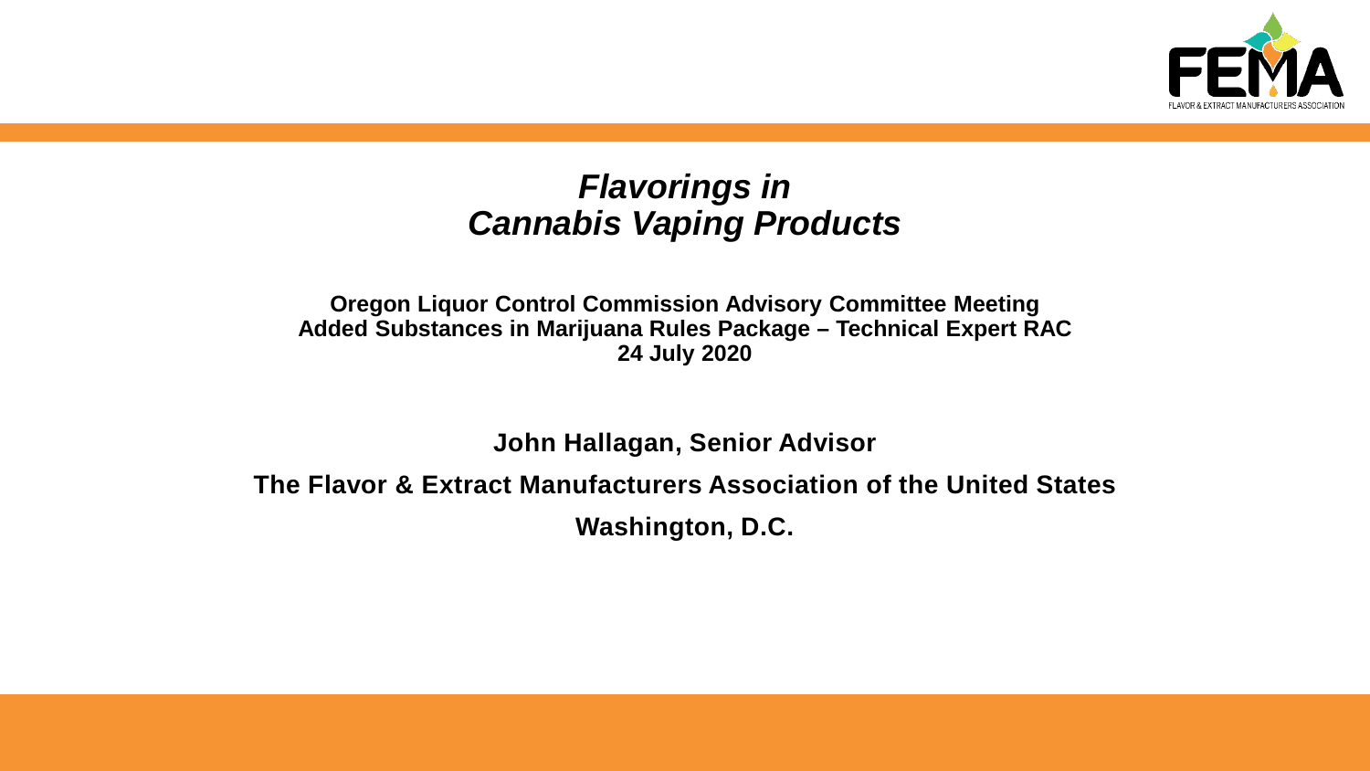# *Flavorings in Cannabis Vaping Products*

**Oregon Liquor Control Commission Advisory Committee Meeting**
**Added Substances in Marijuana Rules Package – Technical Expert RAC**
**24 July 2020**

**John Hallagan, Senior Advisor**

**The Flavor & Extract Manufacturers Association of the United States**

**Washington, D.C.**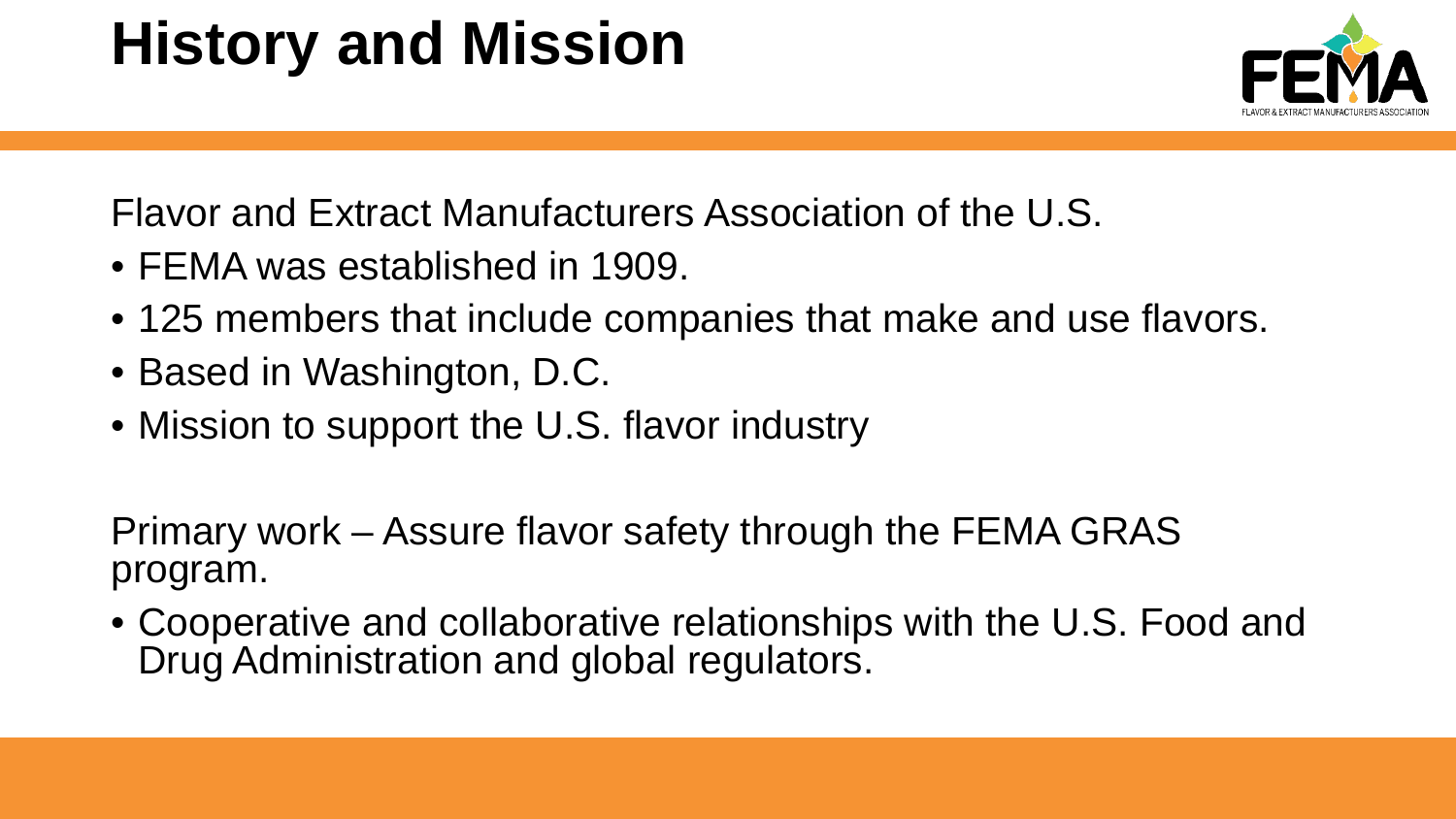# History and Mission

Flavor and Extract Manufacturers Association of the U.S.

- FEMA was established in 1909.
- 125 members that include companies that make and use flavors.
- Based in Washington, D.C.
- Mission to support the U.S. flavor industry

Primary work – Assure flavor safety through the FEMA GRAS program.

- Cooperative and collaborative relationships with the U.S. Food and Drug Administration and global regulators.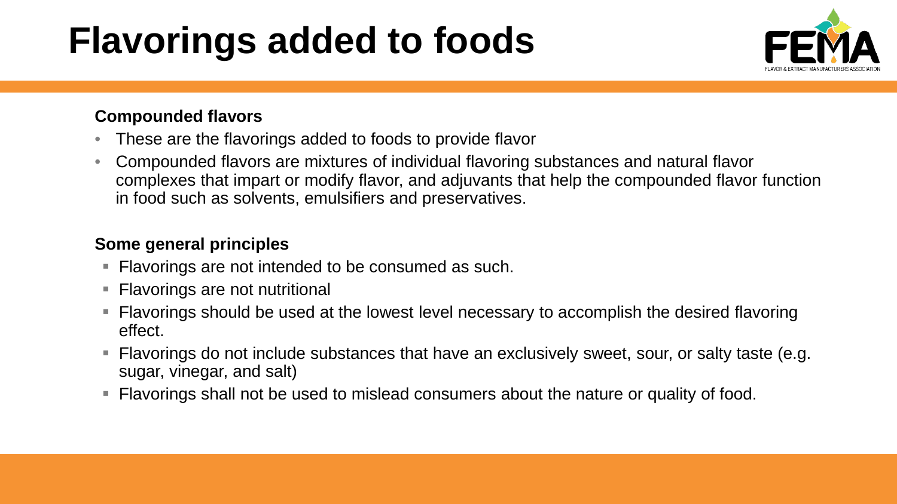# Flavorings added to foods

**Compounded flavors**

- These are the flavorings added to foods to provide flavor
- Compounded flavors are mixtures of individual flavoring substances and natural flavor complexes that impart or modify flavor, and adjuvants that help the compounded flavor function in food such as solvents, emulsifiers and preservatives.

**Some general principles**

- Flavorings are not intended to be consumed as such.
- Flavorings are not nutritional
- Flavorings should be used at the lowest level necessary to accomplish the desired flavoring effect.
- Flavorings do not include substances that have an exclusively sweet, sour, or salty taste (e.g. sugar, vinegar, and salt)
- Flavorings shall not be used to mislead consumers about the nature or quality of food.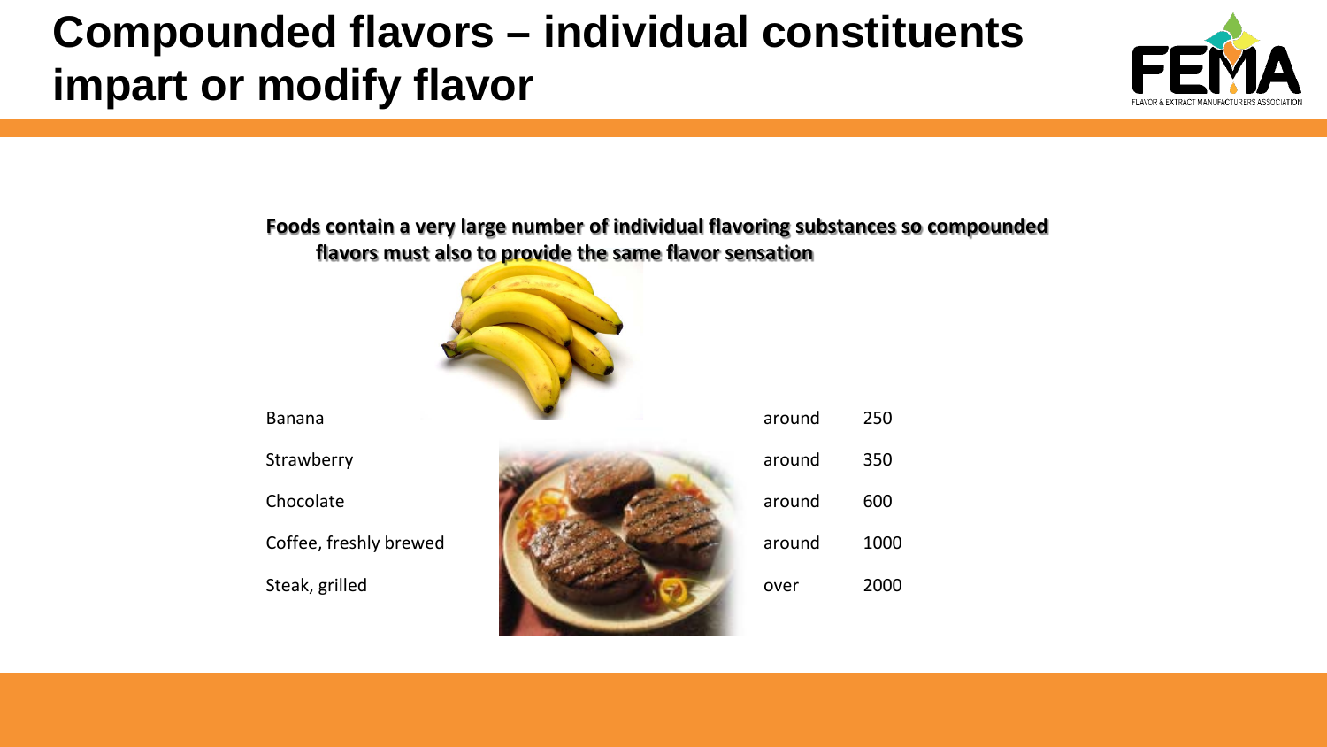# Compounded flavors – individual constituents impart or modify flavor

**Foods contain a very large number of individual flavoring substances so compounded flavors must also to provide the same flavor sensation**

| | | |
|---|---|---|
| Banana | around | 250 |
| Strawberry | around | 350 |
| Chocolate | around | 600 |
| Coffee, freshly brewed | around | 1000 |
| Steak, grilled | over | 2000 |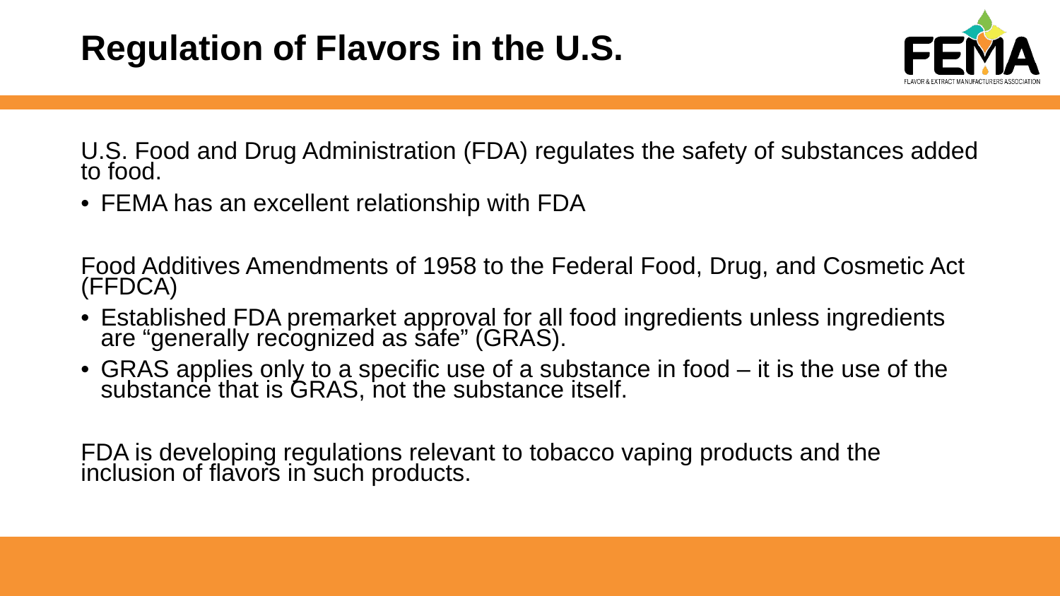# Regulation of Flavors in the U.S.

U.S. Food and Drug Administration (FDA) regulates the safety of substances added to food.

- FEMA has an excellent relationship with FDA

Food Additives Amendments of 1958 to the Federal Food, Drug, and Cosmetic Act (FFDCA)

- Established FDA premarket approval for all food ingredients unless ingredients are "generally recognized as safe" (GRAS).
- GRAS applies only to a specific use of a substance in food – it is the use of the substance that is GRAS, not the substance itself.

FDA is developing regulations relevant to tobacco vaping products and the inclusion of flavors in such products.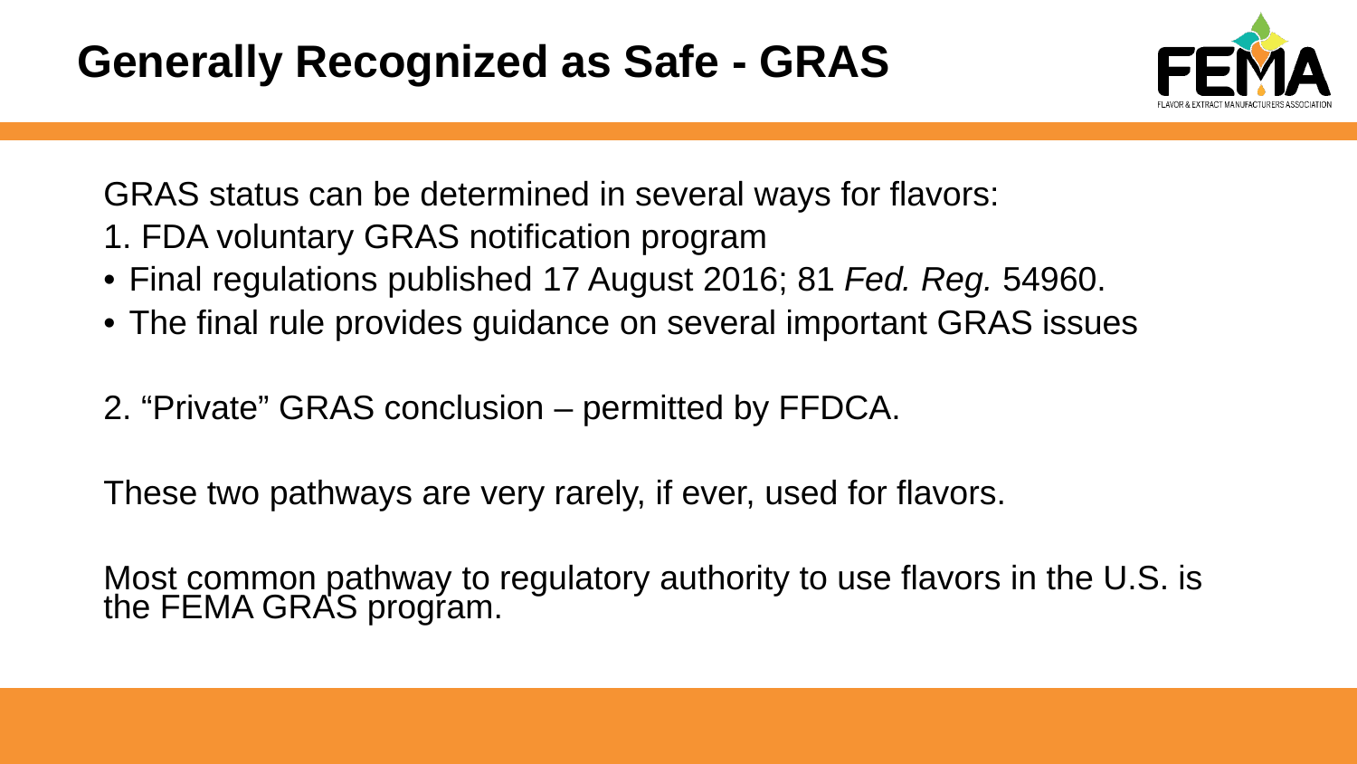# Generally Recognized as Safe - GRAS

GRAS status can be determined in several ways for flavors:

1. FDA voluntary GRAS notification program

- Final regulations published 17 August 2016; 81 *Fed. Reg.* 54960.
- The final rule provides guidance on several important GRAS issues

2. "Private" GRAS conclusion – permitted by FFDCA.

These two pathways are very rarely, if ever, used for flavors.

Most common pathway to regulatory authority to use flavors in the U.S. is the FEMA GRAS program.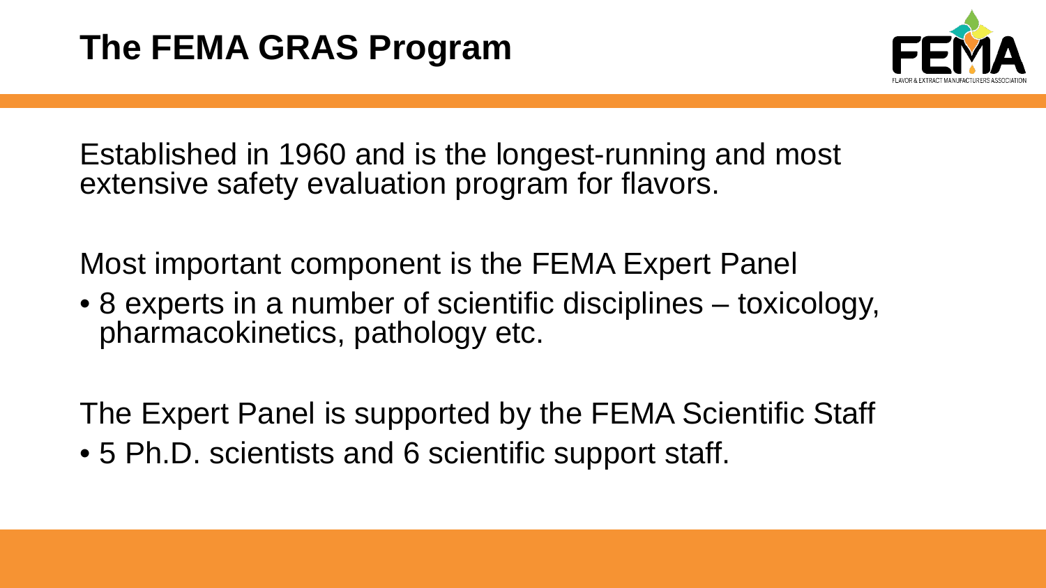# The FEMA GRAS Program

Established in 1960 and is the longest-running and most extensive safety evaluation program for flavors.

Most important component is the FEMA Expert Panel

- 8 experts in a number of scientific disciplines – toxicology, pharmacokinetics, pathology etc.

The Expert Panel is supported by the FEMA Scientific Staff

- 5 Ph.D. scientists and 6 scientific support staff.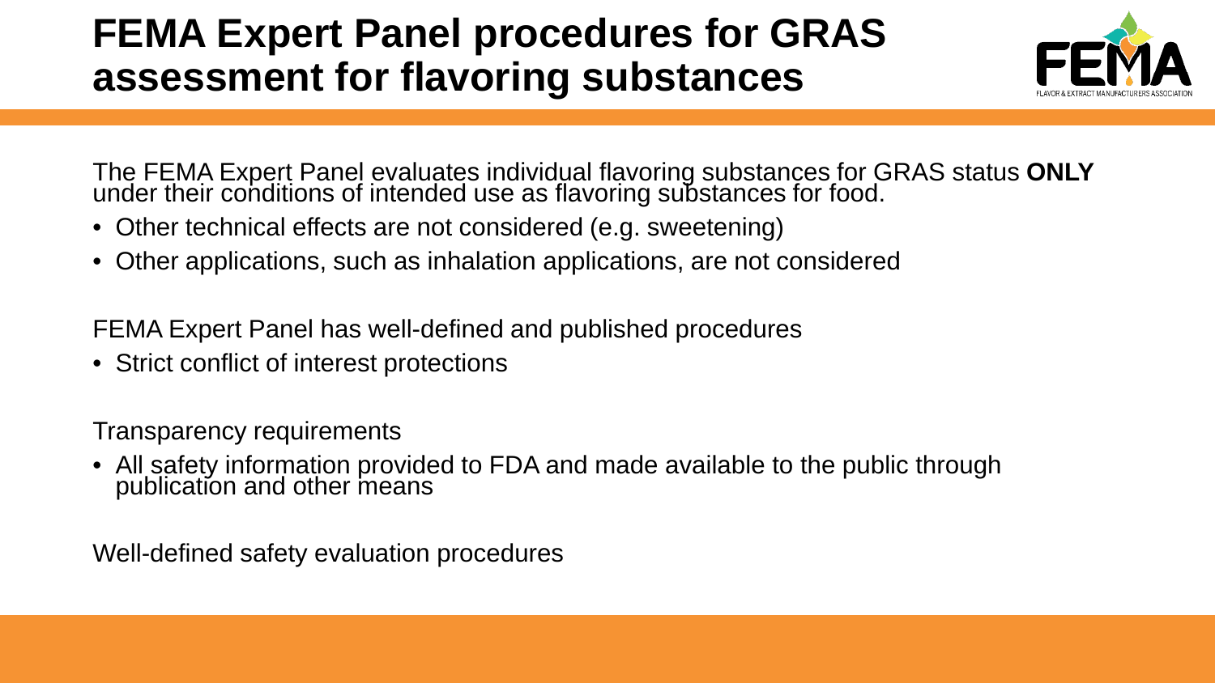# FEMA Expert Panel procedures for GRAS assessment for flavoring substances

The FEMA Expert Panel evaluates individual flavoring substances for GRAS status **ONLY** under their conditions of intended use as flavoring substances for food.

- Other technical effects are not considered (e.g. sweetening)
- Other applications, such as inhalation applications, are not considered

FEMA Expert Panel has well-defined and published procedures

- Strict conflict of interest protections

Transparency requirements

- All safety information provided to FDA and made available to the public through publication and other means

Well-defined safety evaluation procedures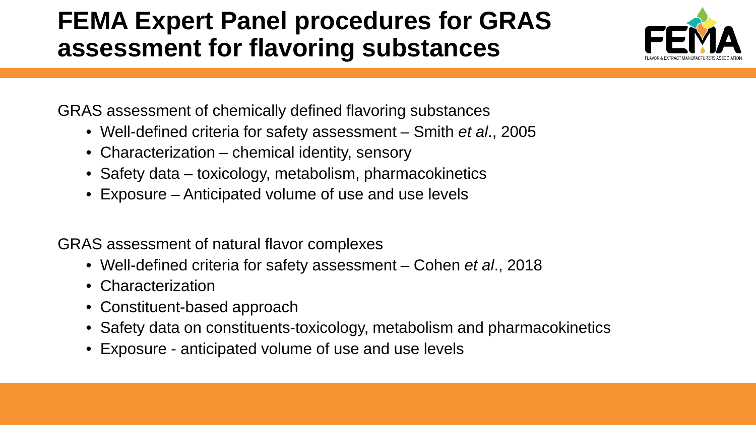# FEMA Expert Panel procedures for GRAS assessment for flavoring substances

GRAS assessment of chemically defined flavoring substances

- Well-defined criteria for safety assessment – Smith *et al*., 2005
- Characterization – chemical identity, sensory
- Safety data – toxicology, metabolism, pharmacokinetics
- Exposure – Anticipated volume of use and use levels

GRAS assessment of natural flavor complexes

- Well-defined criteria for safety assessment – Cohen *et al*., 2018
- Characterization
- Constituent-based approach
- Safety data on constituents-toxicology, metabolism and pharmacokinetics
- Exposure - anticipated volume of use and use levels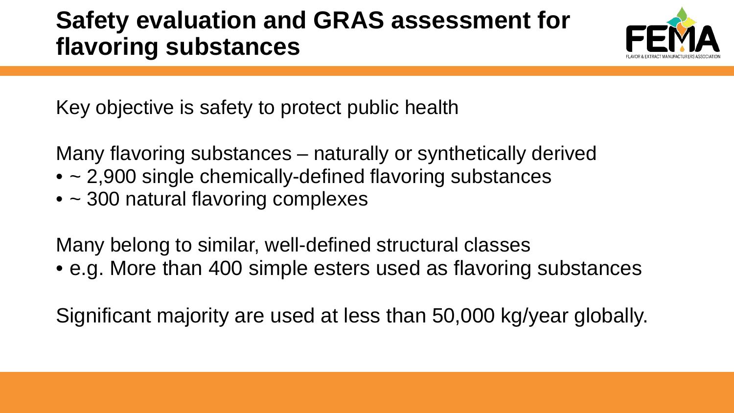# Safety evaluation and GRAS assessment for flavoring substances

Key objective is safety to protect public health

Many flavoring substances – naturally or synthetically derived

- ~ 2,900 single chemically-defined flavoring substances
- ~ 300 natural flavoring complexes

Many belong to similar, well-defined structural classes

- e.g. More than 400 simple esters used as flavoring substances

Significant majority are used at less than 50,000 kg/year globally.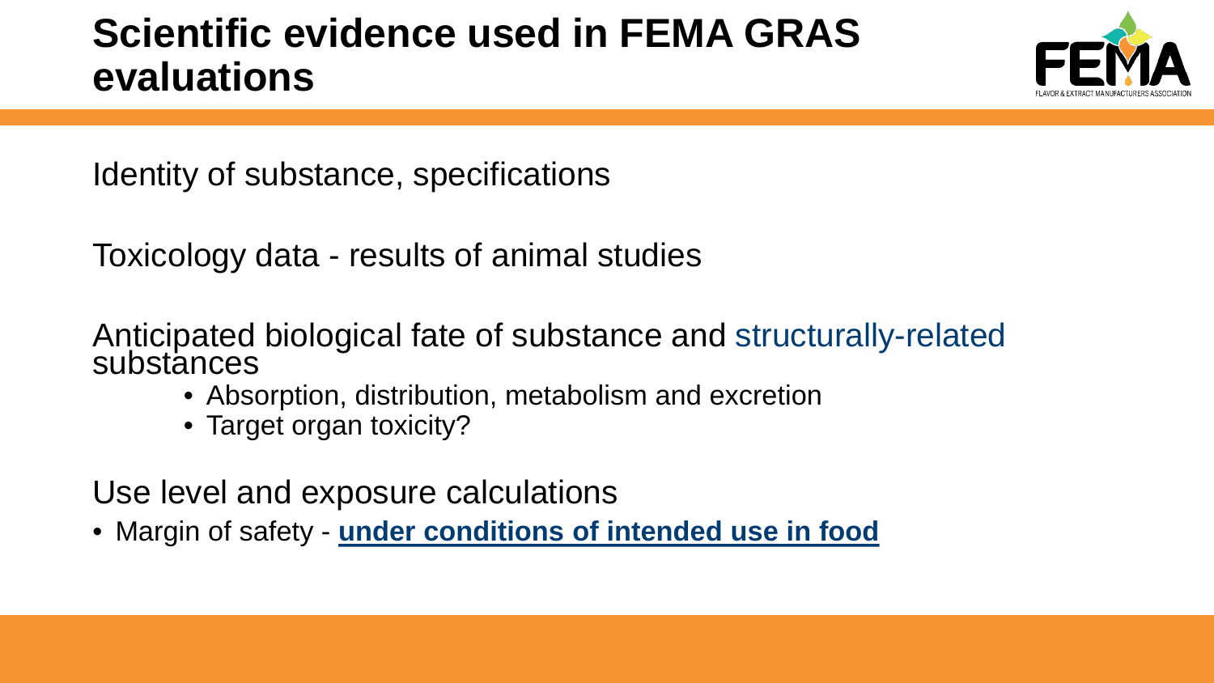# Scientific evidence used in FEMA GRAS evaluations

Identity of substance, specifications

Toxicology data - results of animal studies

Anticipated biological fate of substance and structurally-related substances

- Absorption, distribution, metabolism and excretion
- Target organ toxicity?

Use level and exposure calculations

- Margin of safety - **under conditions of intended use in food**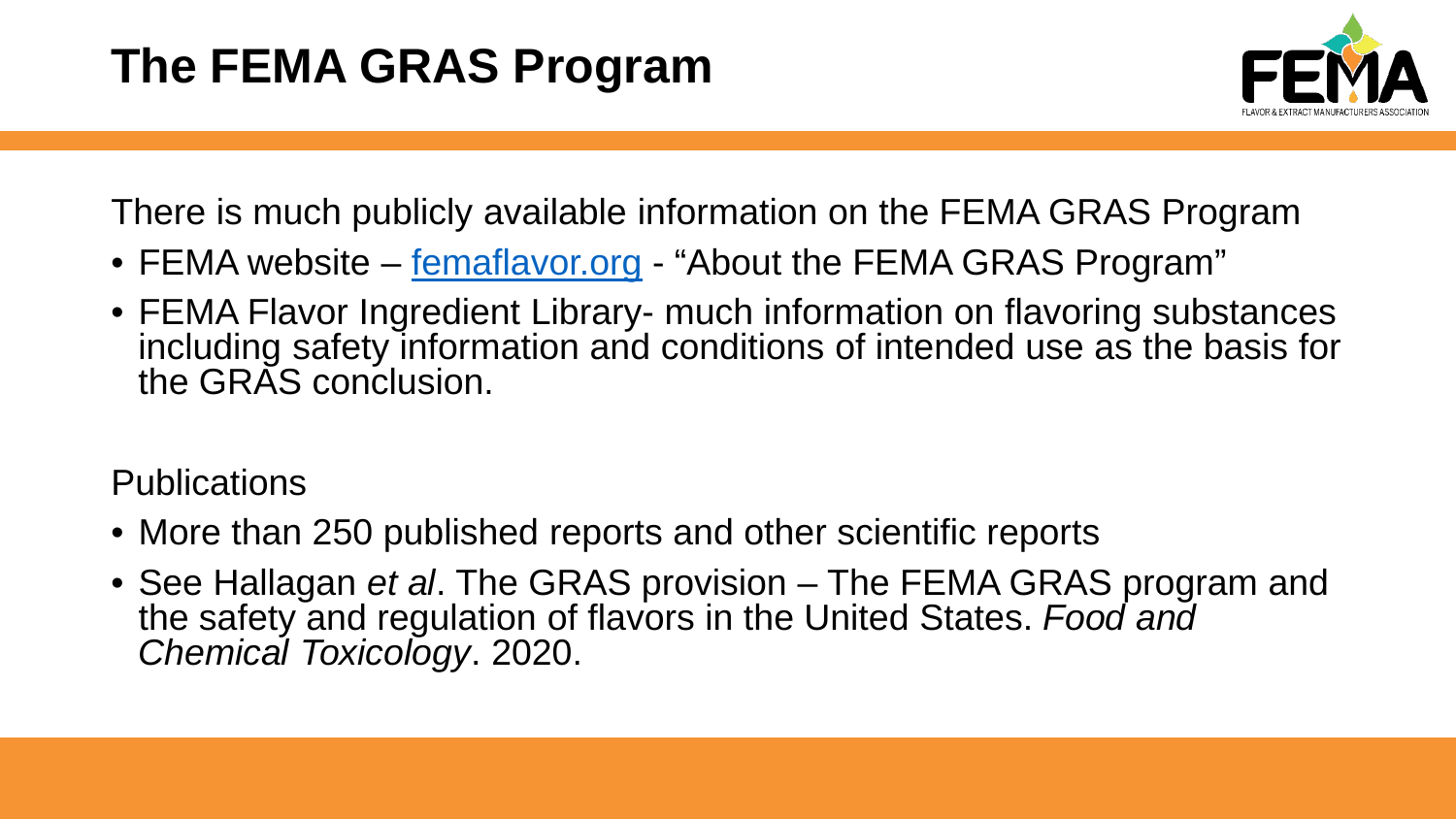# The FEMA GRAS Program

There is much publicly available information on the FEMA GRAS Program

- FEMA website – [femaflavor.org](femaflavor.org) - "About the FEMA GRAS Program"
- FEMA Flavor Ingredient Library- much information on flavoring substances including safety information and conditions of intended use as the basis for the GRAS conclusion.

Publications

- More than 250 published reports and other scientific reports
- See Hallagan *et al*. The GRAS provision – The FEMA GRAS program and the safety and regulation of flavors in the United States. *Food and Chemical Toxicology*. 2020.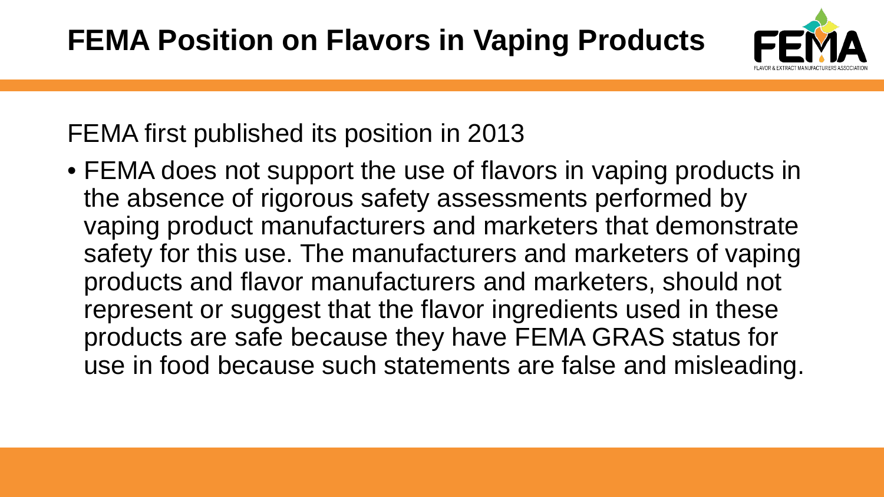# FEMA Position on Flavors in Vaping Products

FEMA first published its position in 2013

- FEMA does not support the use of flavors in vaping products in the absence of rigorous safety assessments performed by vaping product manufacturers and marketers that demonstrate safety for this use. The manufacturers and marketers of vaping products and flavor manufacturers and marketers, should not represent or suggest that the flavor ingredients used in these products are safe because they have FEMA GRAS status for use in food because such statements are false and misleading.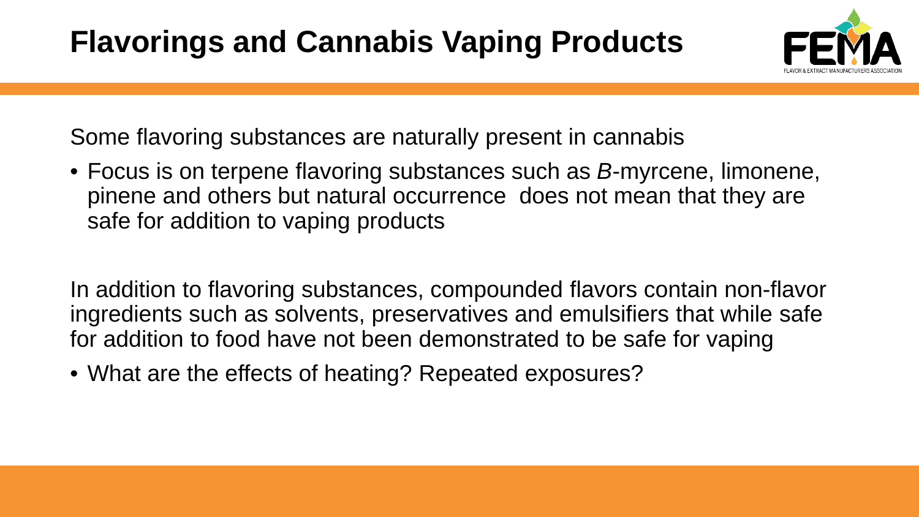# Flavorings and Cannabis Vaping Products

Some flavoring substances are naturally present in cannabis

- Focus is on terpene flavoring substances such as *B*-myrcene, limonene, pinene and others but natural occurrence  does not mean that they are safe for addition to vaping products

In addition to flavoring substances, compounded flavors contain non-flavor ingredients such as solvents, preservatives and emulsifiers that while safe for addition to food have not been demonstrated to be safe for vaping

- What are the effects of heating? Repeated exposures?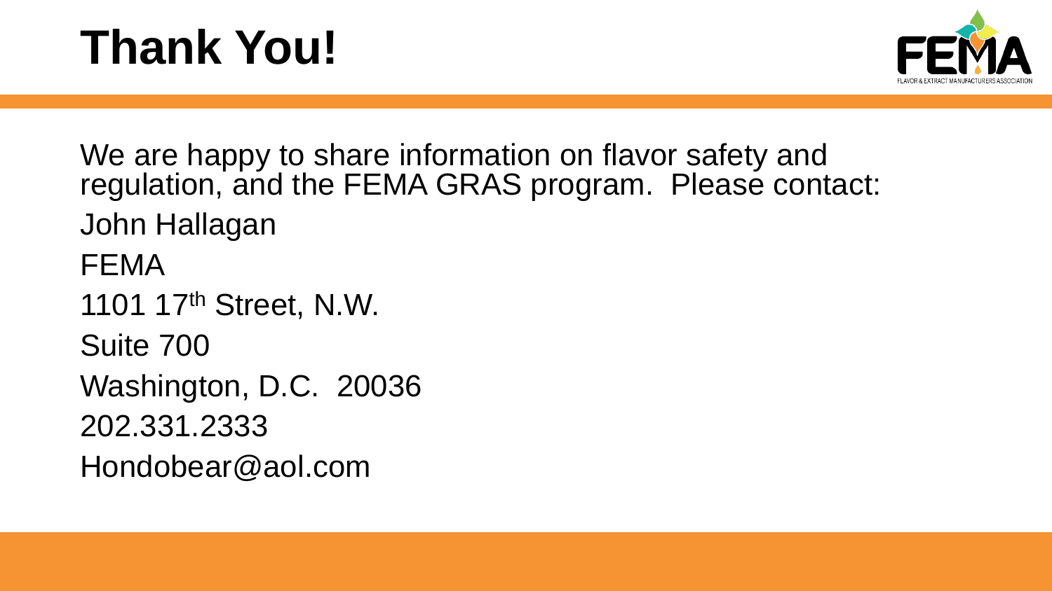# Thank You!

We are happy to share information on flavor safety and regulation, and the FEMA GRAS program. Please contact:

John Hallagan

FEMA

1101 17th Street, N.W.

Suite 700

Washington, D.C. 20036

202.331.2333

Hondobear@aol.com